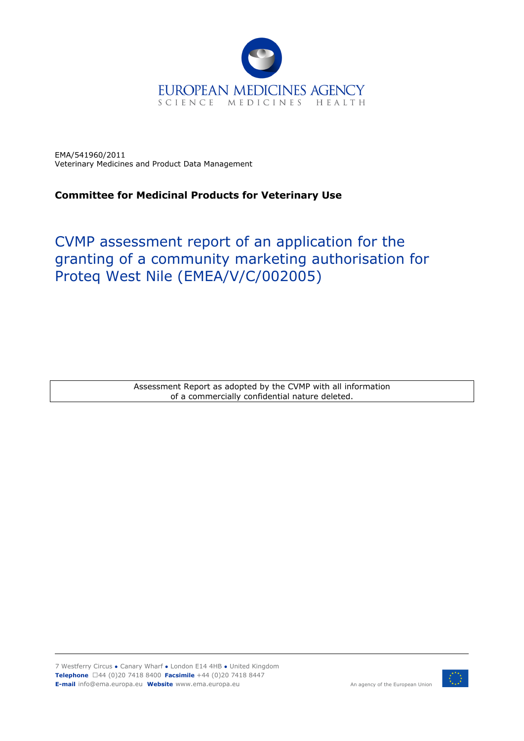EUROPEAN MEDICINES AGENCY
SCIENCE MEDICINES HEALTH

EMA/541960/2011
Veterinary Medicines and Product Data Management

**Committee for Medicinal Products for Veterinary Use**

# CVMP assessment report of an application for the granting of a community marketing authorisation for Proteq West Nile (EMEA/V/C/002005)

Assessment Report as adopted by the CVMP with all information of a commercially confidential nature deleted.

7 Westferry Circus ● Canary Wharf ● London E14 4HB ● United Kingdom
**Telephone** +44 (0)20 7418 8400 **Facsimile** +44 (0)20 7418 8447
**E-mail** info@ema.europa.eu **Website** www.ema.europa.eu

An agency of the European Union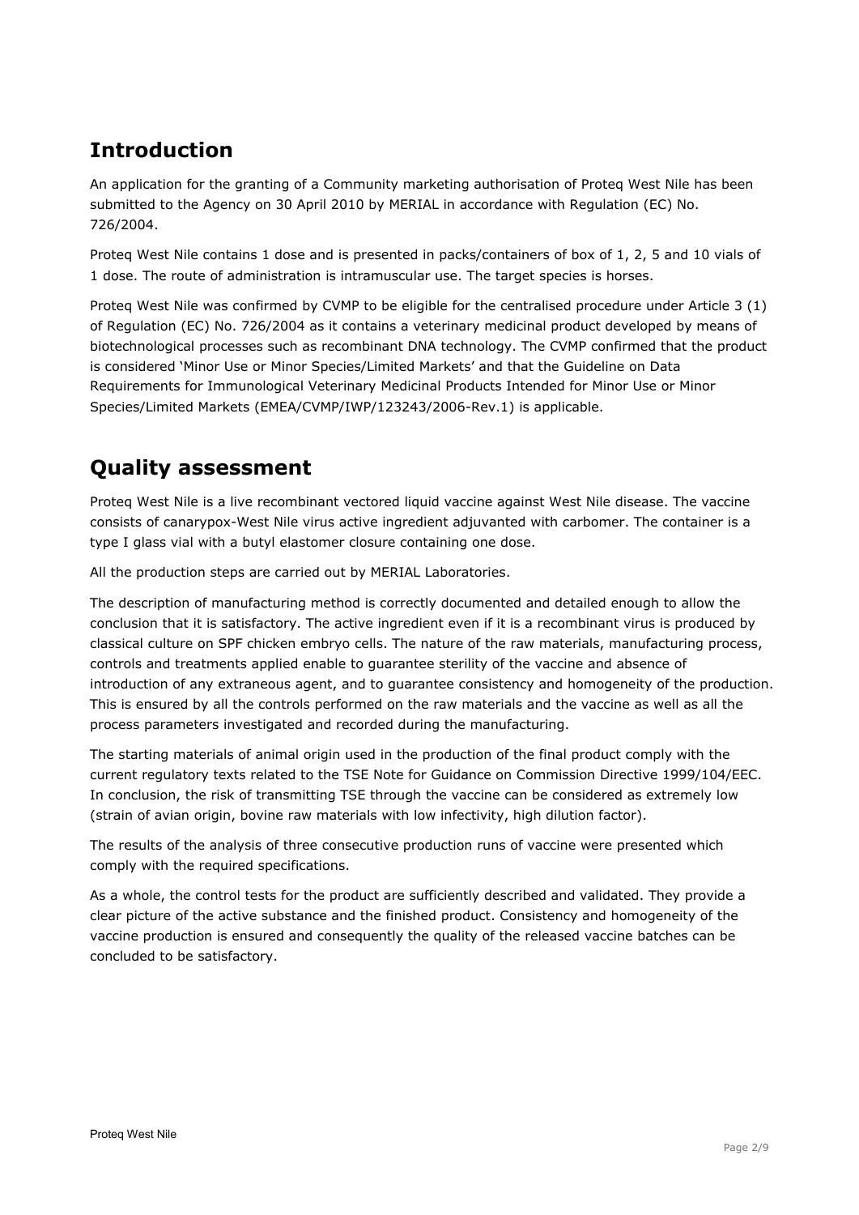## Introduction

An application for the granting of a Community marketing authorisation of Proteq West Nile has been submitted to the Agency on 30 April 2010 by MERIAL in accordance with Regulation (EC) No. 726/2004.

Proteq West Nile contains 1 dose and is presented in packs/containers of box of 1, 2, 5 and 10 vials of 1 dose. The route of administration is intramuscular use. The target species is horses.

Proteq West Nile was confirmed by CVMP to be eligible for the centralised procedure under Article 3 (1) of Regulation (EC) No. 726/2004 as it contains a veterinary medicinal product developed by means of biotechnological processes such as recombinant DNA technology. The CVMP confirmed that the product is considered 'Minor Use or Minor Species/Limited Markets' and that the Guideline on Data Requirements for Immunological Veterinary Medicinal Products Intended for Minor Use or Minor Species/Limited Markets (EMEA/CVMP/IWP/123243/2006-Rev.1) is applicable.

## Quality assessment

Proteq West Nile is a live recombinant vectored liquid vaccine against West Nile disease. The vaccine consists of canarypox-West Nile virus active ingredient adjuvanted with carbomer. The container is a type I glass vial with a butyl elastomer closure containing one dose.

All the production steps are carried out by MERIAL Laboratories.

The description of manufacturing method is correctly documented and detailed enough to allow the conclusion that it is satisfactory. The active ingredient even if it is a recombinant virus is produced by classical culture on SPF chicken embryo cells. The nature of the raw materials, manufacturing process, controls and treatments applied enable to guarantee sterility of the vaccine and absence of introduction of any extraneous agent, and to guarantee consistency and homogeneity of the production. This is ensured by all the controls performed on the raw materials and the vaccine as well as all the process parameters investigated and recorded during the manufacturing.

The starting materials of animal origin used in the production of the final product comply with the current regulatory texts related to the TSE Note for Guidance on Commission Directive 1999/104/EEC. In conclusion, the risk of transmitting TSE through the vaccine can be considered as extremely low (strain of avian origin, bovine raw materials with low infectivity, high dilution factor).

The results of the analysis of three consecutive production runs of vaccine were presented which comply with the required specifications.

As a whole, the control tests for the product are sufficiently described and validated. They provide a clear picture of the active substance and the finished product. Consistency and homogeneity of the vaccine production is ensured and consequently the quality of the released vaccine batches can be concluded to be satisfactory.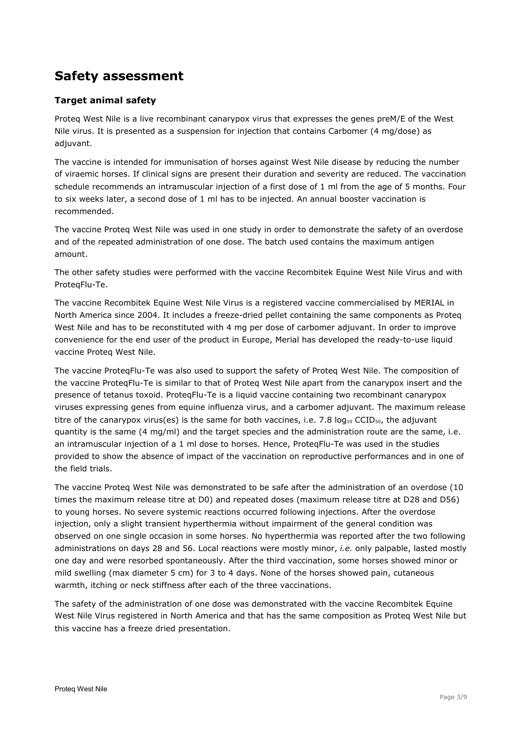# Safety assessment

## Target animal safety

Proteq West Nile is a live recombinant canarypox virus that expresses the genes preM/E of the West Nile virus. It is presented as a suspension for injection that contains Carbomer (4 mg/dose) as adjuvant.

The vaccine is intended for immunisation of horses against West Nile disease by reducing the number of viraemic horses. If clinical signs are present their duration and severity are reduced. The vaccination schedule recommends an intramuscular injection of a first dose of 1 ml from the age of 5 months. Four to six weeks later, a second dose of 1 ml has to be injected. An annual booster vaccination is recommended.

The vaccine Proteq West Nile was used in one study in order to demonstrate the safety of an overdose and of the repeated administration of one dose. The batch used contains the maximum antigen amount.

The other safety studies were performed with the vaccine Recombitek Equine West Nile Virus and with ProteqFlu-Te.

The vaccine Recombitek Equine West Nile Virus is a registered vaccine commercialised by MERIAL in North America since 2004. It includes a freeze-dried pellet containing the same components as Proteq West Nile and has to be reconstituted with 4 mg per dose of carbomer adjuvant. In order to improve convenience for the end user of the product in Europe, Merial has developed the ready-to-use liquid vaccine Proteq West Nile.

The vaccine ProteqFlu-Te was also used to support the safety of Proteq West Nile. The composition of the vaccine ProteqFlu-Te is similar to that of Proteq West Nile apart from the canarypox insert and the presence of tetanus toxoid. ProteqFlu-Te is a liquid vaccine containing two recombinant canarypox viruses expressing genes from equine influenza virus, and a carbomer adjuvant. The maximum release titre of the canarypox virus(es) is the same for both vaccines, i.e. 7.8 $\log_{10}$ $CCID_{50}$, the adjuvant quantity is the same (4 mg/ml) and the target species and the administration route are the same, i.e. an intramuscular injection of a 1 ml dose to horses. Hence, ProteqFlu-Te was used in the studies provided to show the absence of impact of the vaccination on reproductive performances and in one of the field trials.

The vaccine Proteq West Nile was demonstrated to be safe after the administration of an overdose (10 times the maximum release titre at D0) and repeated doses (maximum release titre at D28 and D56) to young horses. No severe systemic reactions occurred following injections. After the overdose injection, only a slight transient hyperthermia without impairment of the general condition was observed on one single occasion in some horses. No hyperthermia was reported after the two following administrations on days 28 and 56. Local reactions were mostly minor, *i.e.* only palpable, lasted mostly one day and were resorbed spontaneously. After the third vaccination, some horses showed minor or mild swelling (max diameter 5 cm) for 3 to 4 days. None of the horses showed pain, cutaneous warmth, itching or neck stiffness after each of the three vaccinations.

The safety of the administration of one dose was demonstrated with the vaccine Recombitek Equine West Nile Virus registered in North America and that has the same composition as Proteq West Nile but this vaccine has a freeze dried presentation.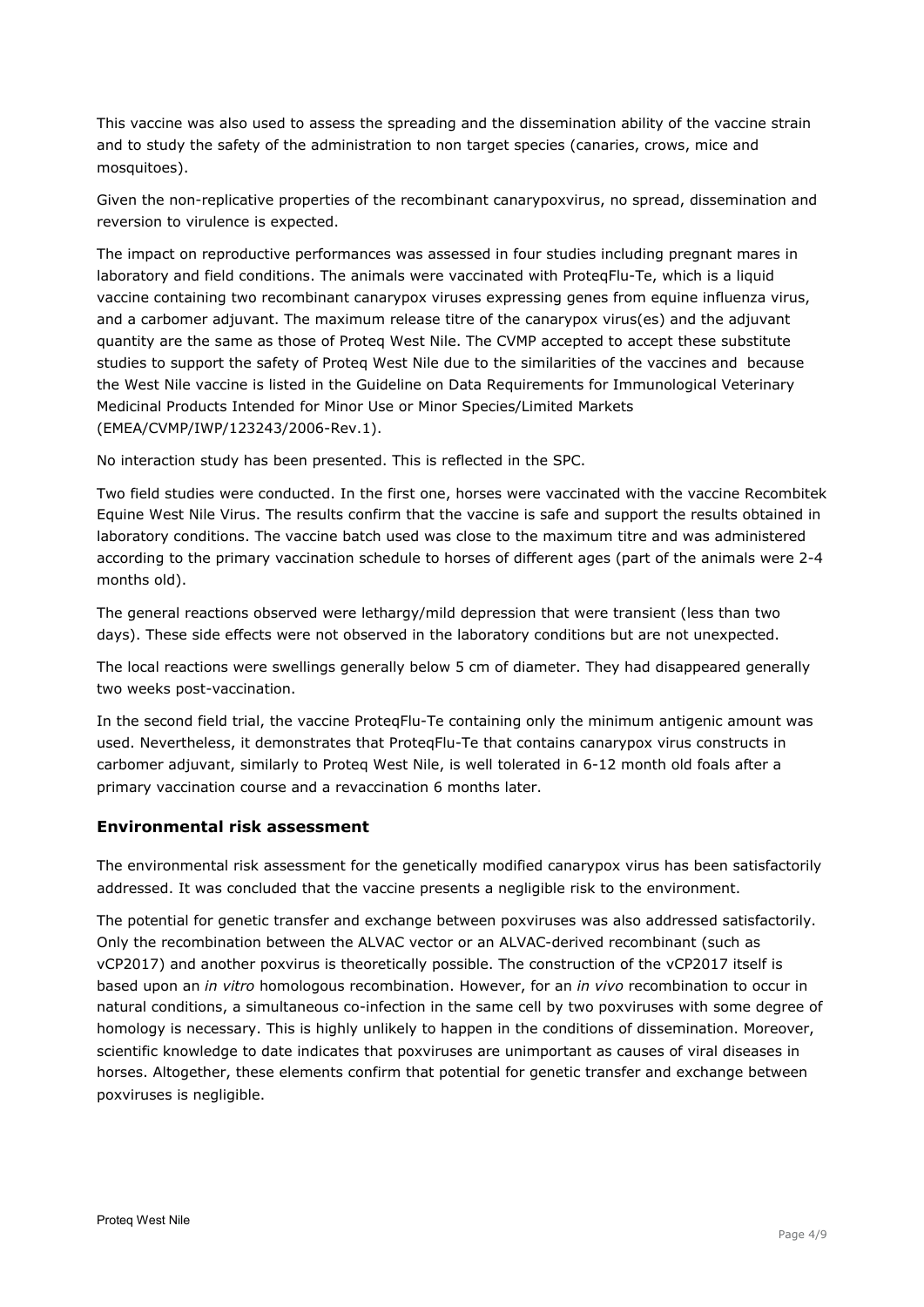This vaccine was also used to assess the spreading and the dissemination ability of the vaccine strain and to study the safety of the administration to non target species (canaries, crows, mice and mosquitoes).

Given the non-replicative properties of the recombinant canarypoxvirus, no spread, dissemination and reversion to virulence is expected.

The impact on reproductive performances was assessed in four studies including pregnant mares in laboratory and field conditions. The animals were vaccinated with ProteqFlu-Te, which is a liquid vaccine containing two recombinant canarypox viruses expressing genes from equine influenza virus, and a carbomer adjuvant. The maximum release titre of the canarypox virus(es) and the adjuvant quantity are the same as those of Proteq West Nile. The CVMP accepted to accept these substitute studies to support the safety of Proteq West Nile due to the similarities of the vaccines and because the West Nile vaccine is listed in the Guideline on Data Requirements for Immunological Veterinary Medicinal Products Intended for Minor Use or Minor Species/Limited Markets (EMEA/CVMP/IWP/123243/2006-Rev.1).

No interaction study has been presented. This is reflected in the SPC.

Two field studies were conducted. In the first one, horses were vaccinated with the vaccine Recombitek Equine West Nile Virus. The results confirm that the vaccine is safe and support the results obtained in laboratory conditions. The vaccine batch used was close to the maximum titre and was administered according to the primary vaccination schedule to horses of different ages (part of the animals were 2-4 months old).

The general reactions observed were lethargy/mild depression that were transient (less than two days). These side effects were not observed in the laboratory conditions but are not unexpected.

The local reactions were swellings generally below 5 cm of diameter. They had disappeared generally two weeks post-vaccination.

In the second field trial, the vaccine ProteqFlu-Te containing only the minimum antigenic amount was used. Nevertheless, it demonstrates that ProteqFlu-Te that contains canarypox virus constructs in carbomer adjuvant, similarly to Proteq West Nile, is well tolerated in 6-12 month old foals after a primary vaccination course and a revaccination 6 months later.

### Environmental risk assessment

The environmental risk assessment for the genetically modified canarypox virus has been satisfactorily addressed. It was concluded that the vaccine presents a negligible risk to the environment.

The potential for genetic transfer and exchange between poxviruses was also addressed satisfactorily. Only the recombination between the ALVAC vector or an ALVAC-derived recombinant (such as vCP2017) and another poxvirus is theoretically possible. The construction of the vCP2017 itself is based upon an *in vitro* homologous recombination. However, for an *in vivo* recombination to occur in natural conditions, a simultaneous co-infection in the same cell by two poxviruses with some degree of homology is necessary. This is highly unlikely to happen in the conditions of dissemination. Moreover, scientific knowledge to date indicates that poxviruses are unimportant as causes of viral diseases in horses. Altogether, these elements confirm that potential for genetic transfer and exchange between poxviruses is negligible.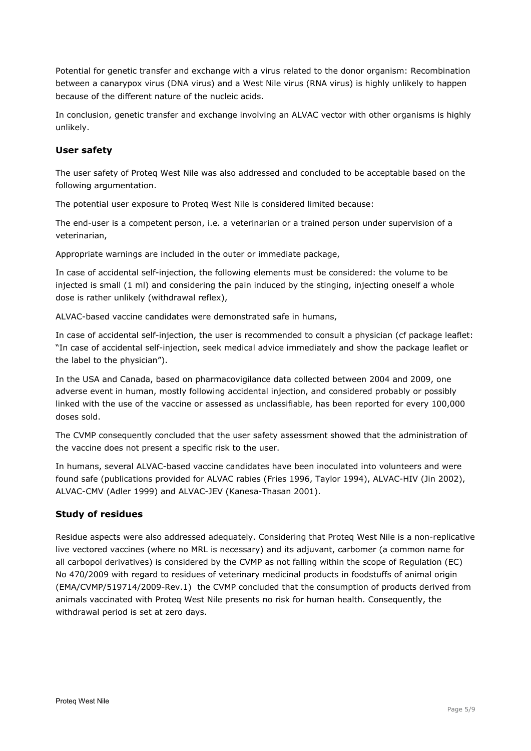Potential for genetic transfer and exchange with a virus related to the donor organism: Recombination between a canarypox virus (DNA virus) and a West Nile virus (RNA virus) is highly unlikely to happen because of the different nature of the nucleic acids.

In conclusion, genetic transfer and exchange involving an ALVAC vector with other organisms is highly unlikely.

### User safety

The user safety of Proteq West Nile was also addressed and concluded to be acceptable based on the following argumentation.

The potential user exposure to Proteq West Nile is considered limited because:

The end-user is a competent person, i.e. a veterinarian or a trained person under supervision of a veterinarian,

Appropriate warnings are included in the outer or immediate package,

In case of accidental self-injection, the following elements must be considered: the volume to be injected is small (1 ml) and considering the pain induced by the stinging, injecting oneself a whole dose is rather unlikely (withdrawal reflex),

ALVAC-based vaccine candidates were demonstrated safe in humans,

In case of accidental self-injection, the user is recommended to consult a physician (cf package leaflet: "In case of accidental self-injection, seek medical advice immediately and show the package leaflet or the label to the physician").

In the USA and Canada, based on pharmacovigilance data collected between 2004 and 2009, one adverse event in human, mostly following accidental injection, and considered probably or possibly linked with the use of the vaccine or assessed as unclassifiable, has been reported for every 100,000 doses sold.

The CVMP consequently concluded that the user safety assessment showed that the administration of the vaccine does not present a specific risk to the user.

In humans, several ALVAC-based vaccine candidates have been inoculated into volunteers and were found safe (publications provided for ALVAC rabies (Fries 1996, Taylor 1994), ALVAC-HIV (Jin 2002), ALVAC-CMV (Adler 1999) and ALVAC-JEV (Kanesa-Thasan 2001).

### Study of residues

Residue aspects were also addressed adequately. Considering that Proteq West Nile is a non-replicative live vectored vaccines (where no MRL is necessary) and its adjuvant, carbomer (a common name for all carbopol derivatives) is considered by the CVMP as not falling within the scope of Regulation (EC) No 470/2009 with regard to residues of veterinary medicinal products in foodstuffs of animal origin (EMA/CVMP/519714/2009-Rev.1) the CVMP concluded that the consumption of products derived from animals vaccinated with Proteq West Nile presents no risk for human health. Consequently, the withdrawal period is set at zero days.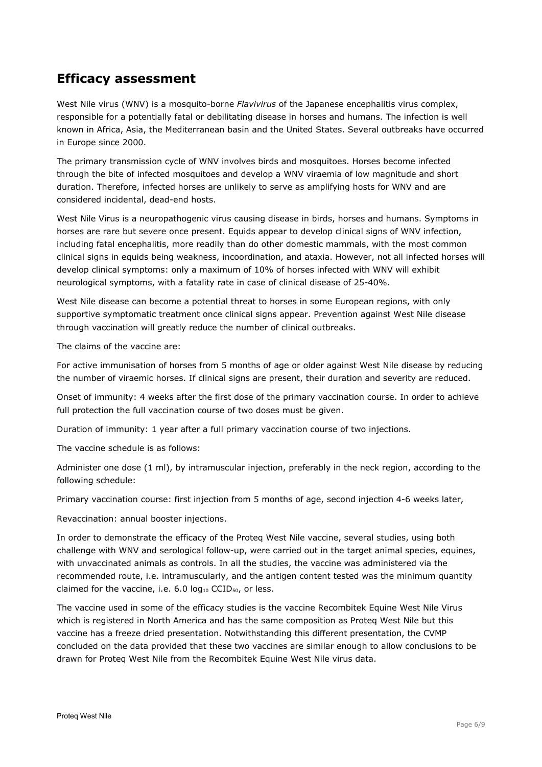## Efficacy assessment

West Nile virus (WNV) is a mosquito-borne *Flavivirus* of the Japanese encephalitis virus complex, responsible for a potentially fatal or debilitating disease in horses and humans. The infection is well known in Africa, Asia, the Mediterranean basin and the United States. Several outbreaks have occurred in Europe since 2000.

The primary transmission cycle of WNV involves birds and mosquitoes. Horses become infected through the bite of infected mosquitoes and develop a WNV viraemia of low magnitude and short duration. Therefore, infected horses are unlikely to serve as amplifying hosts for WNV and are considered incidental, dead-end hosts.

West Nile Virus is a neuropathogenic virus causing disease in birds, horses and humans. Symptoms in horses are rare but severe once present. Equids appear to develop clinical signs of WNV infection, including fatal encephalitis, more readily than do other domestic mammals, with the most common clinical signs in equids being weakness, incoordination, and ataxia. However, not all infected horses will develop clinical symptoms: only a maximum of 10% of horses infected with WNV will exhibit neurological symptoms, with a fatality rate in case of clinical disease of 25-40%.

West Nile disease can become a potential threat to horses in some European regions, with only supportive symptomatic treatment once clinical signs appear. Prevention against West Nile disease through vaccination will greatly reduce the number of clinical outbreaks.

The claims of the vaccine are:

For active immunisation of horses from 5 months of age or older against West Nile disease by reducing the number of viraemic horses. If clinical signs are present, their duration and severity are reduced.

Onset of immunity: 4 weeks after the first dose of the primary vaccination course. In order to achieve full protection the full vaccination course of two doses must be given.

Duration of immunity: 1 year after a full primary vaccination course of two injections.

The vaccine schedule is as follows:

Administer one dose (1 ml), by intramuscular injection, preferably in the neck region, according to the following schedule:

Primary vaccination course: first injection from 5 months of age, second injection 4-6 weeks later,

Revaccination: annual booster injections.

In order to demonstrate the efficacy of the Proteq West Nile vaccine, several studies, using both challenge with WNV and serological follow-up, were carried out in the target animal species, equines, with unvaccinated animals as controls. In all the studies, the vaccine was administered via the recommended route, i.e. intramuscularly, and the antigen content tested was the minimum quantity claimed for the vaccine, i.e. 6.0 $\log_{10}$ $CCID_{50}$, or less.

The vaccine used in some of the efficacy studies is the vaccine Recombitek Equine West Nile Virus which is registered in North America and has the same composition as Proteq West Nile but this vaccine has a freeze dried presentation. Notwithstanding this different presentation, the CVMP concluded on the data provided that these two vaccines are similar enough to allow conclusions to be drawn for Proteq West Nile from the Recombitek Equine West Nile virus data.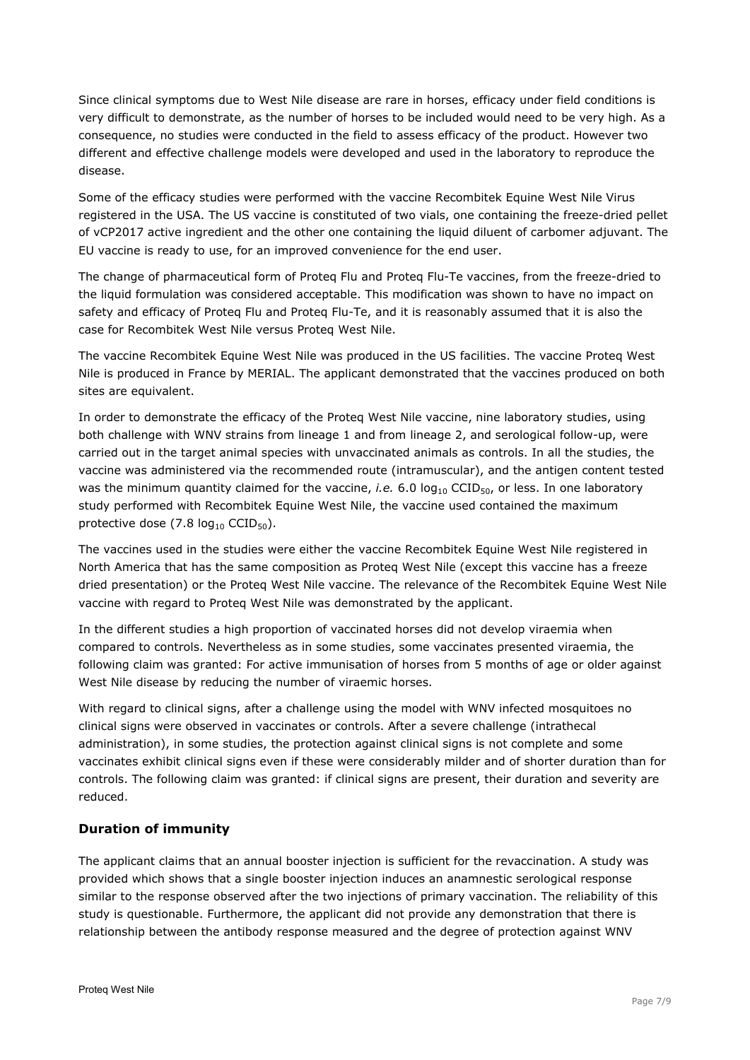Since clinical symptoms due to West Nile disease are rare in horses, efficacy under field conditions is very difficult to demonstrate, as the number of horses to be included would need to be very high. As a consequence, no studies were conducted in the field to assess efficacy of the product. However two different and effective challenge models were developed and used in the laboratory to reproduce the disease.

Some of the efficacy studies were performed with the vaccine Recombitek Equine West Nile Virus registered in the USA. The US vaccine is constituted of two vials, one containing the freeze-dried pellet of vCP2017 active ingredient and the other one containing the liquid diluent of carbomer adjuvant. The EU vaccine is ready to use, for an improved convenience for the end user.

The change of pharmaceutical form of Proteq Flu and Proteq Flu-Te vaccines, from the freeze-dried to the liquid formulation was considered acceptable. This modification was shown to have no impact on safety and efficacy of Proteq Flu and Proteq Flu-Te, and it is reasonably assumed that it is also the case for Recombitek West Nile versus Proteq West Nile.

The vaccine Recombitek Equine West Nile was produced in the US facilities. The vaccine Proteq West Nile is produced in France by MERIAL. The applicant demonstrated that the vaccines produced on both sites are equivalent.

In order to demonstrate the efficacy of the Proteq West Nile vaccine, nine laboratory studies, using both challenge with WNV strains from lineage 1 and from lineage 2, and serological follow-up, were carried out in the target animal species with unvaccinated animals as controls. In all the studies, the vaccine was administered via the recommended route (intramuscular), and the antigen content tested was the minimum quantity claimed for the vaccine, *i.e.* 6.0 $\log_{10}$ $CCID_{50}$, or less. In one laboratory study performed with Recombitek Equine West Nile, the vaccine used contained the maximum protective dose (7.8 $\log_{10}$ $CCID_{50}$).

The vaccines used in the studies were either the vaccine Recombitek Equine West Nile registered in North America that has the same composition as Proteq West Nile (except this vaccine has a freeze dried presentation) or the Proteq West Nile vaccine. The relevance of the Recombitek Equine West Nile vaccine with regard to Proteq West Nile was demonstrated by the applicant.

In the different studies a high proportion of vaccinated horses did not develop viraemia when compared to controls. Nevertheless as in some studies, some vaccinates presented viraemia, the following claim was granted: For active immunisation of horses from 5 months of age or older against West Nile disease by reducing the number of viraemic horses.

With regard to clinical signs, after a challenge using the model with WNV infected mosquitoes no clinical signs were observed in vaccinates or controls. After a severe challenge (intrathecal administration), in some studies, the protection against clinical signs is not complete and some vaccinates exhibit clinical signs even if these were considerably milder and of shorter duration than for controls. The following claim was granted: if clinical signs are present, their duration and severity are reduced.

## Duration of immunity

The applicant claims that an annual booster injection is sufficient for the revaccination. A study was provided which shows that a single booster injection induces an anamnestic serological response similar to the response observed after the two injections of primary vaccination. The reliability of this study is questionable. Furthermore, the applicant did not provide any demonstration that there is relationship between the antibody response measured and the degree of protection against WNV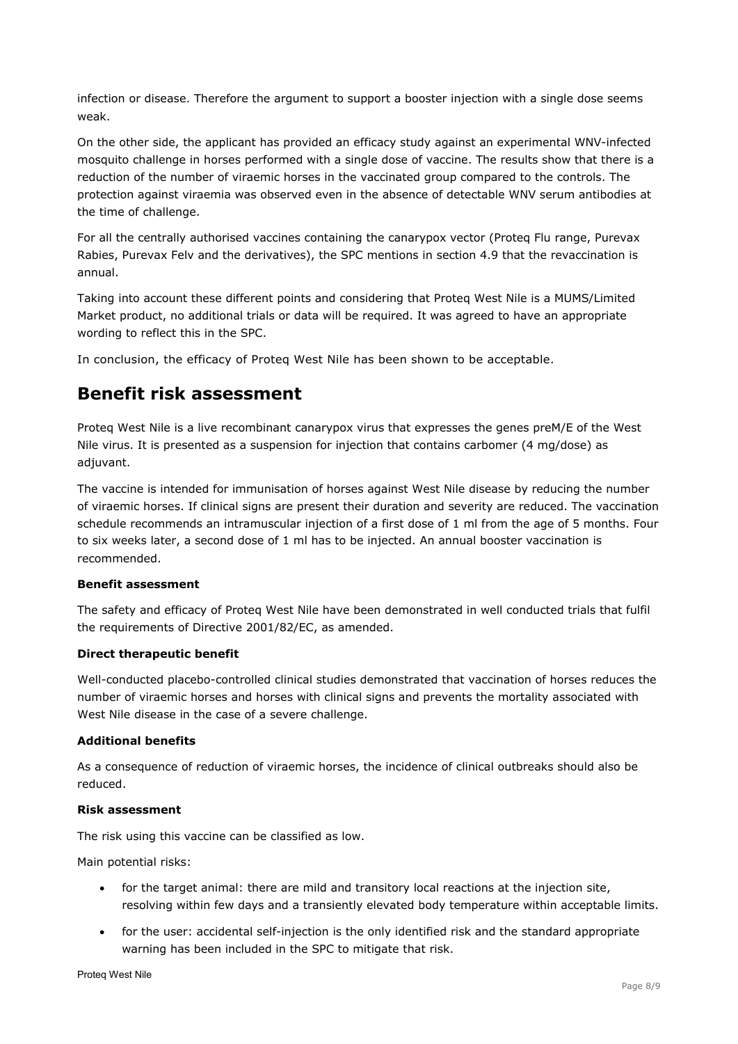infection or disease. Therefore the argument to support a booster injection with a single dose seems weak.

On the other side, the applicant has provided an efficacy study against an experimental WNV-infected mosquito challenge in horses performed with a single dose of vaccine. The results show that there is a reduction of the number of viraemic horses in the vaccinated group compared to the controls. The protection against viraemia was observed even in the absence of detectable WNV serum antibodies at the time of challenge.

For all the centrally authorised vaccines containing the canarypox vector (Proteq Flu range, Purevax Rabies, Purevax Felv and the derivatives), the SPC mentions in section 4.9 that the revaccination is annual.

Taking into account these different points and considering that Proteq West Nile is a MUMS/Limited Market product, no additional trials or data will be required. It was agreed to have an appropriate wording to reflect this in the SPC.

In conclusion, the efficacy of Proteq West Nile has been shown to be acceptable.

# Benefit risk assessment

Proteq West Nile is a live recombinant canarypox virus that expresses the genes preM/E of the West Nile virus. It is presented as a suspension for injection that contains carbomer (4 mg/dose) as adjuvant.

The vaccine is intended for immunisation of horses against West Nile disease by reducing the number of viraemic horses. If clinical signs are present their duration and severity are reduced. The vaccination schedule recommends an intramuscular injection of a first dose of 1 ml from the age of 5 months. Four to six weeks later, a second dose of 1 ml has to be injected. An annual booster vaccination is recommended.

**Benefit assessment**

The safety and efficacy of Proteq West Nile have been demonstrated in well conducted trials that fulfil the requirements of Directive 2001/82/EC, as amended.

**Direct therapeutic benefit**

Well-conducted placebo-controlled clinical studies demonstrated that vaccination of horses reduces the number of viraemic horses and horses with clinical signs and prevents the mortality associated with West Nile disease in the case of a severe challenge.

**Additional benefits**

As a consequence of reduction of viraemic horses, the incidence of clinical outbreaks should also be reduced.

**Risk assessment**

The risk using this vaccine can be classified as low.

Main potential risks:

- for the target animal: there are mild and transitory local reactions at the injection site, resolving within few days and a transiently elevated body temperature within acceptable limits.
- for the user: accidental self-injection is the only identified risk and the standard appropriate warning has been included in the SPC to mitigate that risk.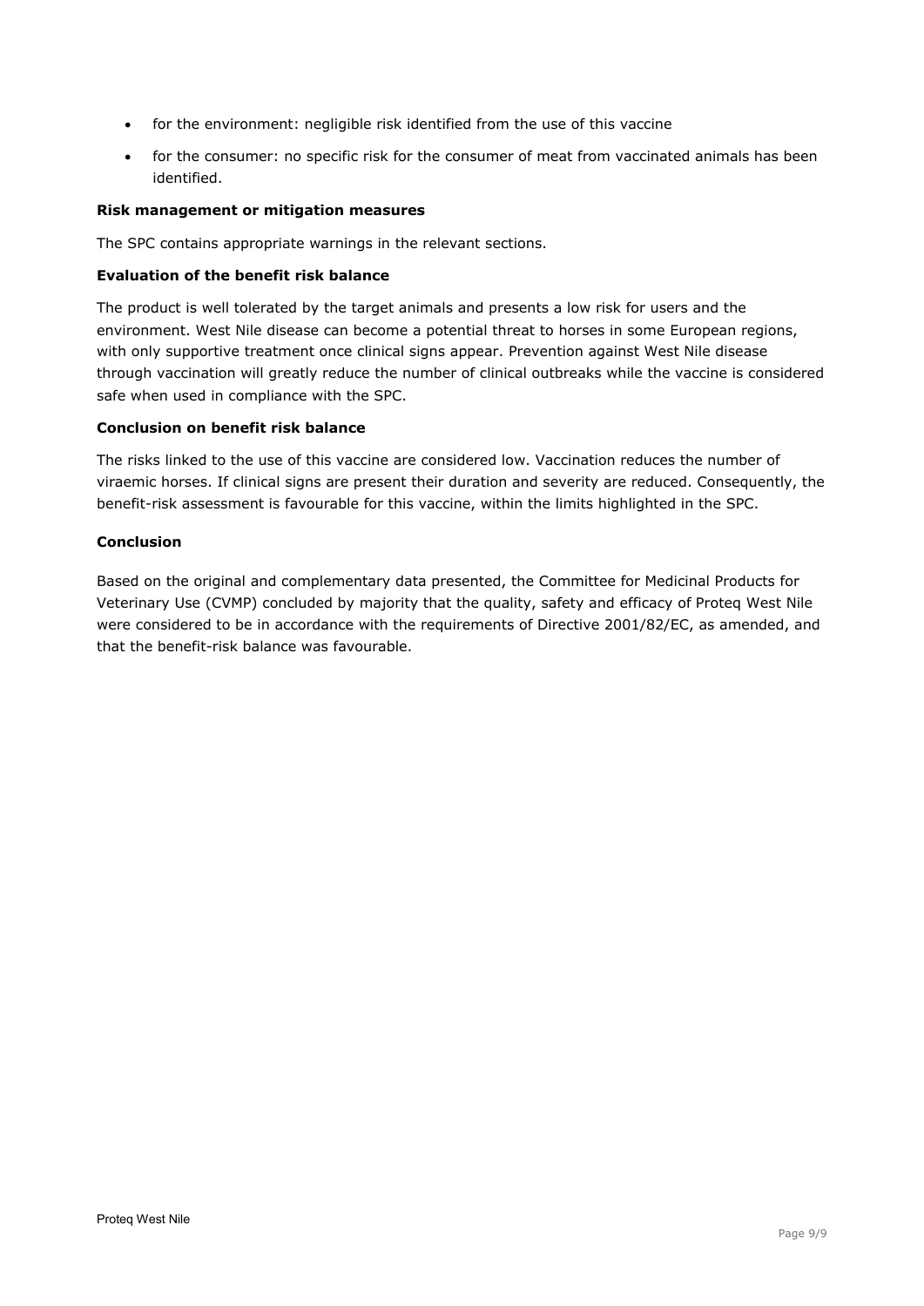- for the environment: negligible risk identified from the use of this vaccine
- for the consumer: no specific risk for the consumer of meat from vaccinated animals has been identified.

**Risk management or mitigation measures**

The SPC contains appropriate warnings in the relevant sections.

**Evaluation of the benefit risk balance**

The product is well tolerated by the target animals and presents a low risk for users and the environment. West Nile disease can become a potential threat to horses in some European regions, with only supportive treatment once clinical signs appear. Prevention against West Nile disease through vaccination will greatly reduce the number of clinical outbreaks while the vaccine is considered safe when used in compliance with the SPC.

**Conclusion on benefit risk balance**

The risks linked to the use of this vaccine are considered low. Vaccination reduces the number of viraemic horses. If clinical signs are present their duration and severity are reduced. Consequently, the benefit-risk assessment is favourable for this vaccine, within the limits highlighted in the SPC.

**Conclusion**

Based on the original and complementary data presented, the Committee for Medicinal Products for Veterinary Use (CVMP) concluded by majority that the quality, safety and efficacy of Proteq West Nile were considered to be in accordance with the requirements of Directive 2001/82/EC, as amended, and that the benefit-risk balance was favourable.